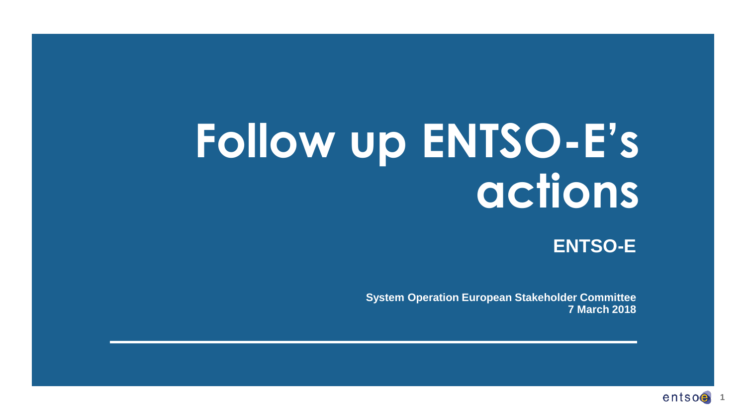# Follow up ENTSO-E's actions

**ENTSO-E**

**System Operation European Stakeholder Committee**
**7 March 2018**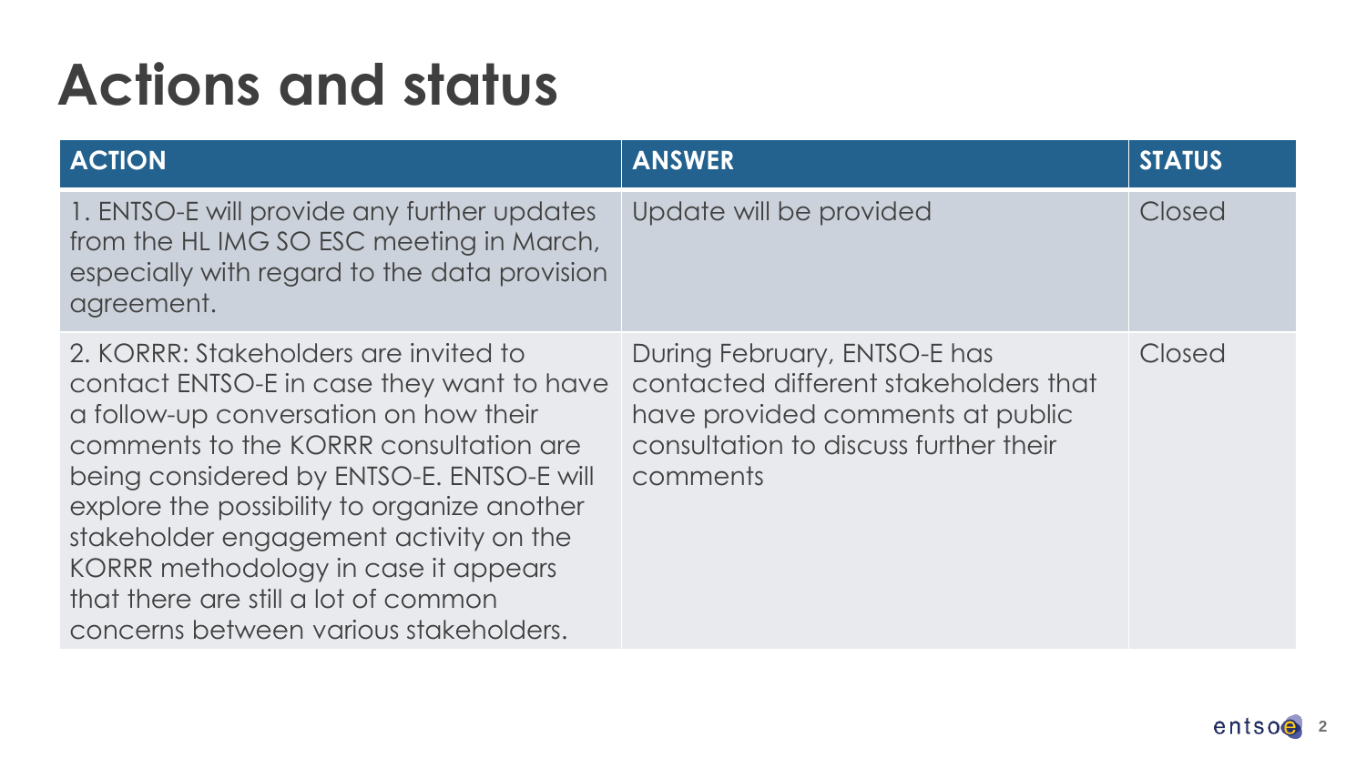# Actions and status

| ACTION | ANSWER | STATUS |
|---|---|---|
| 1. ENTSO-E will provide any further updates from the HL IMG SO ESC meeting in March, especially with regard to the data provision agreement. | Update will be provided | Closed |
| 2. KORRR: Stakeholders are invited to contact ENTSO-E in case they want to have a follow-up conversation on how their comments to the KORRR consultation are being considered by ENTSO-E. ENTSO-E will explore the possibility to organize another stakeholder engagement activity on the KORRR methodology in case it appears that there are still a lot of common concerns between various stakeholders. | During February, ENTSO-E has contacted different stakeholders that have provided comments at public consultation to discuss further their comments | Closed |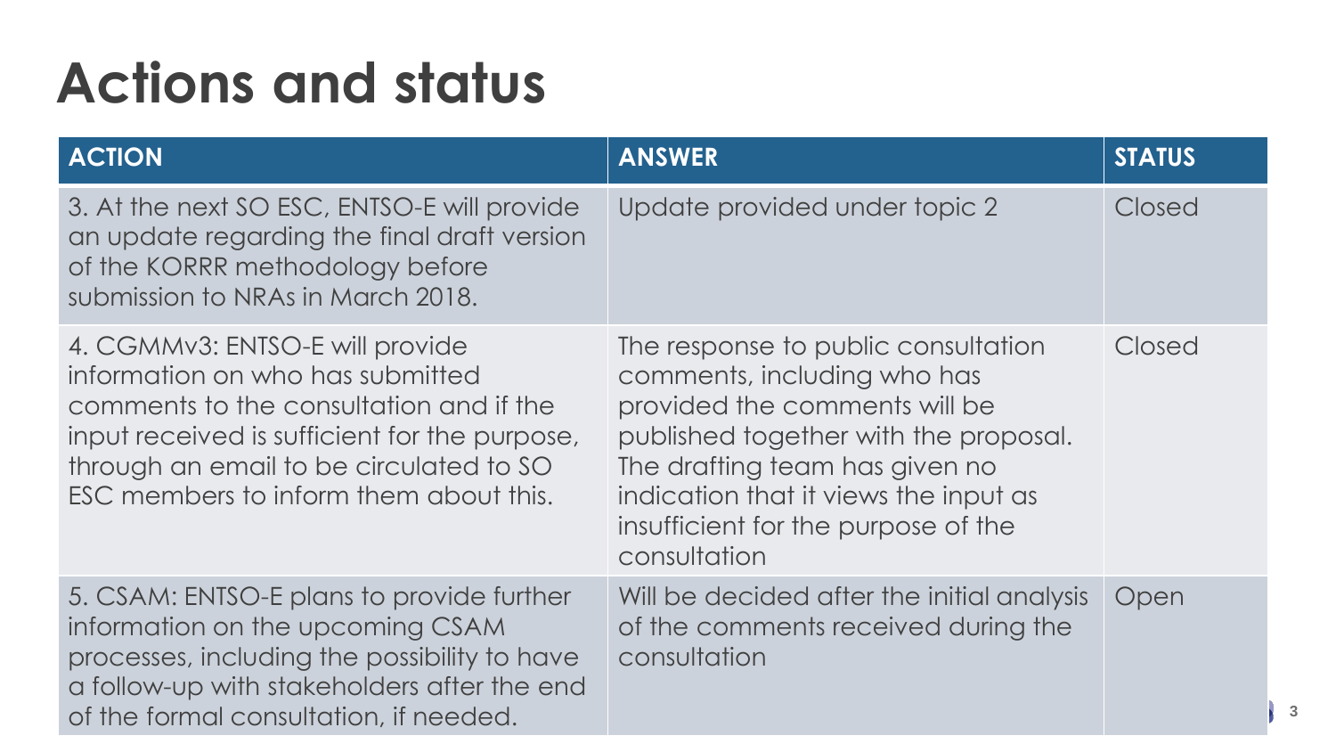# Actions and status

| ACTION | ANSWER | STATUS |
|---|---|---|
| 3. At the next SO ESC, ENTSO-E will provide an update regarding the final draft version of the KORRR methodology before submission to NRAs in March 2018. | Update provided under topic 2 | Closed |
| 4. CGMMv3: ENTSO-E will provide information on who has submitted comments to the consultation and if the input received is sufficient for the purpose, through an email to be circulated to SO ESC members to inform them about this. | The response to public consultation comments, including who has provided the comments will be published together with the proposal. The drafting team has given no indication that it views the input as insufficient for the purpose of the consultation | Closed |
| 5. CSAM: ENTSO-E plans to provide further information on the upcoming CSAM processes, including the possibility to have a follow-up with stakeholders after the end of the formal consultation, if needed. | Will be decided after the initial analysis of the comments received during the consultation | Open |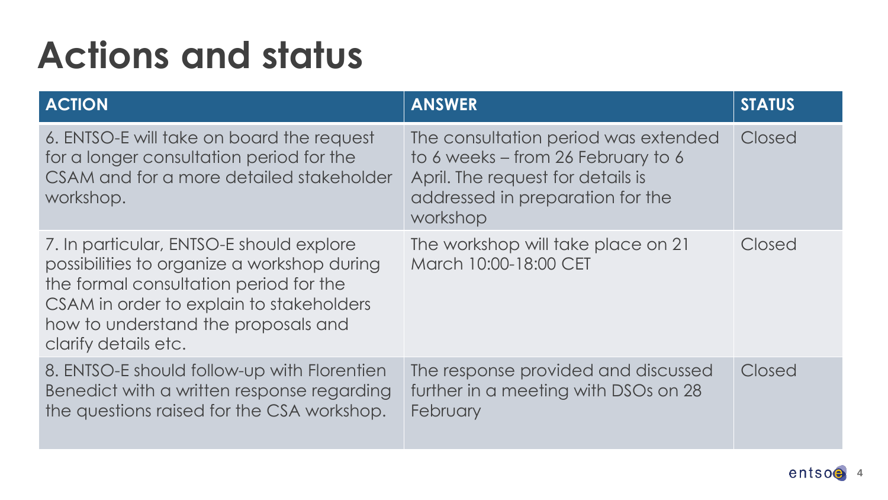# Actions and status

| ACTION | ANSWER | STATUS |
| --- | --- | --- |
| 6. ENTSO-E will take on board the request for a longer consultation period for the CSAM and for a more detailed stakeholder workshop. | The consultation period was extended to 6 weeks – from 26 February to 6 April. The request for details is addressed in preparation for the workshop | Closed |
| 7. In particular, ENTSO-E should explore possibilities to organize a workshop during the formal consultation period for the CSAM in order to explain to stakeholders how to understand the proposals and clarify details etc. | The workshop will take place on 21 March 10:00-18:00 CET | Closed |
| 8. ENTSO-E should follow-up with Florentien Benedict with a written response regarding the questions raised for the CSA workshop. | The response provided and discussed further in a meeting with DSOs on 28 February | Closed |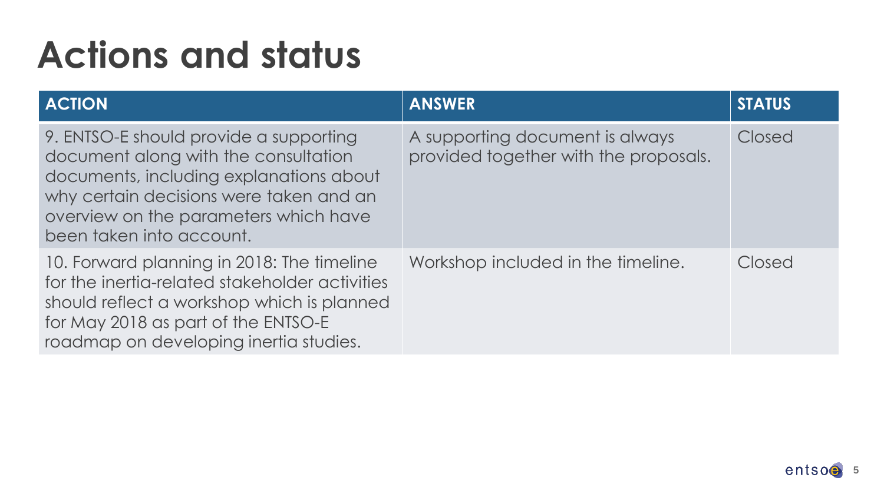# Actions and status

| ACTION | ANSWER | STATUS |
|---|---|---|
| 9. ENTSO-E should provide a supporting document along with the consultation documents, including explanations about why certain decisions were taken and an overview on the parameters which have been taken into account. | A supporting document is always provided together with the proposals. | Closed |
| 10. Forward planning in 2018: The timeline for the inertia-related stakeholder activities should reflect a workshop which is planned for May 2018 as part of the ENTSO-E roadmap on developing inertia studies. | Workshop included in the timeline. | Closed |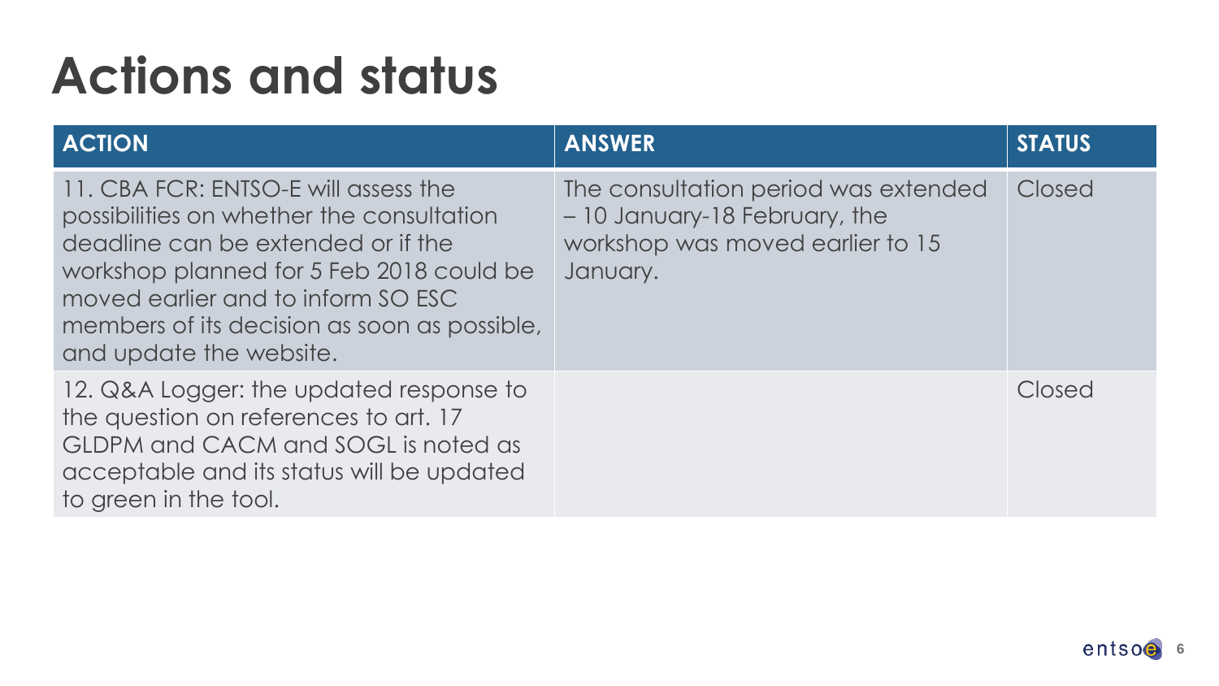# Actions and status

| ACTION | ANSWER | STATUS |
| --- | --- | --- |
| 11. CBA FCR: ENTSO-E will assess the possibilities on whether the consultation deadline can be extended or if the workshop planned for 5 Feb 2018 could be moved earlier and to inform SO ESC members of its decision as soon as possible, and update the website. | The consultation period was extended – 10 January-18 February, the workshop was moved earlier to 15 January. | Closed |
| 12. Q&A Logger: the updated response to the question on references to art. 17 GLDPM and CACM and SOGL is noted as acceptable and its status will be updated to green in the tool. | | Closed |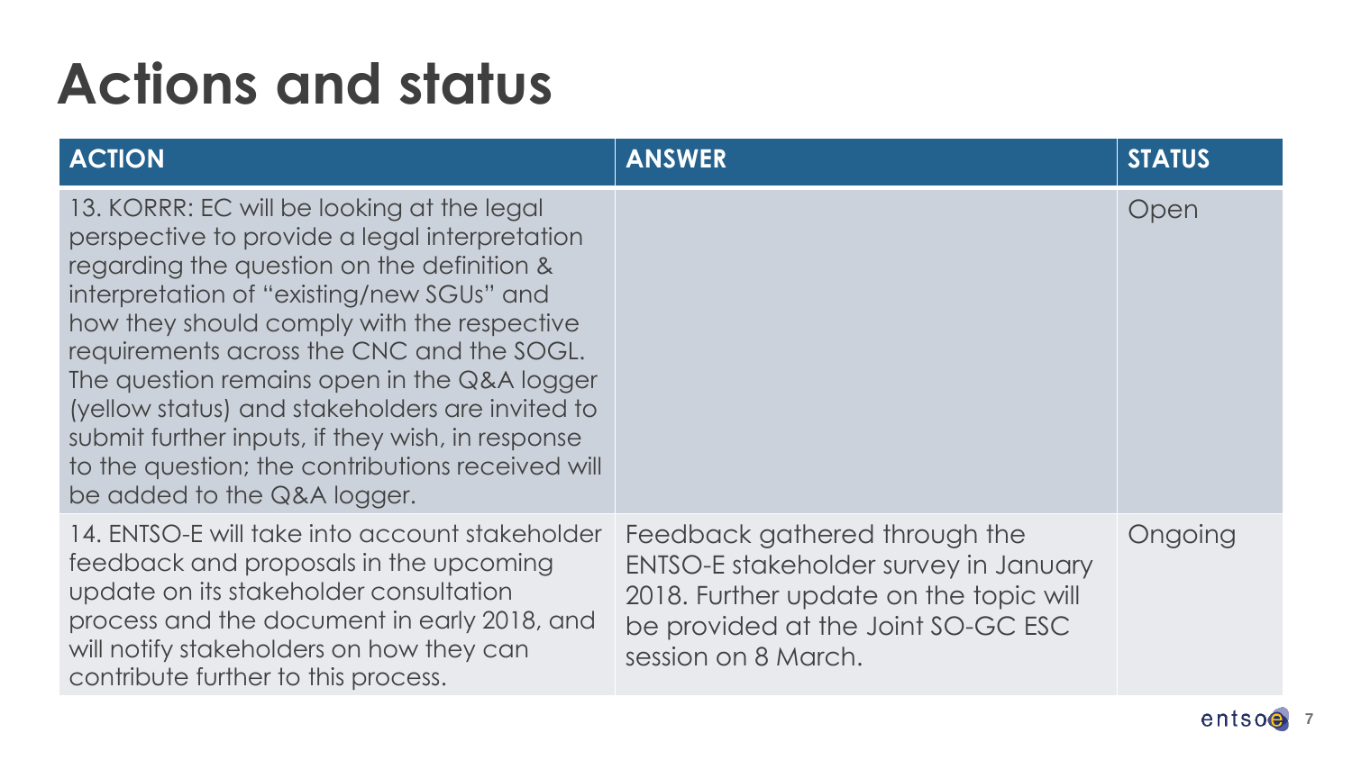# Actions and status

| ACTION | ANSWER | STATUS |
| --- | --- | --- |
| 13. KORRR: EC will be looking at the legal perspective to provide a legal interpretation regarding the question on the definition & interpretation of "existing/new SGUs" and how they should comply with the respective requirements across the CNC and the SOGL. The question remains open in the Q&A logger (yellow status) and stakeholders are invited to submit further inputs, if they wish, in response to the question; the contributions received will be added to the Q&A logger. | | Open |
| 14. ENTSO-E will take into account stakeholder feedback and proposals in the upcoming update on its stakeholder consultation process and the document in early 2018, and will notify stakeholders on how they can contribute further to this process. | Feedback gathered through the ENTSO-E stakeholder survey in January 2018. Further update on the topic will be provided at the Joint SO-GC ESC session on 8 March. | Ongoing |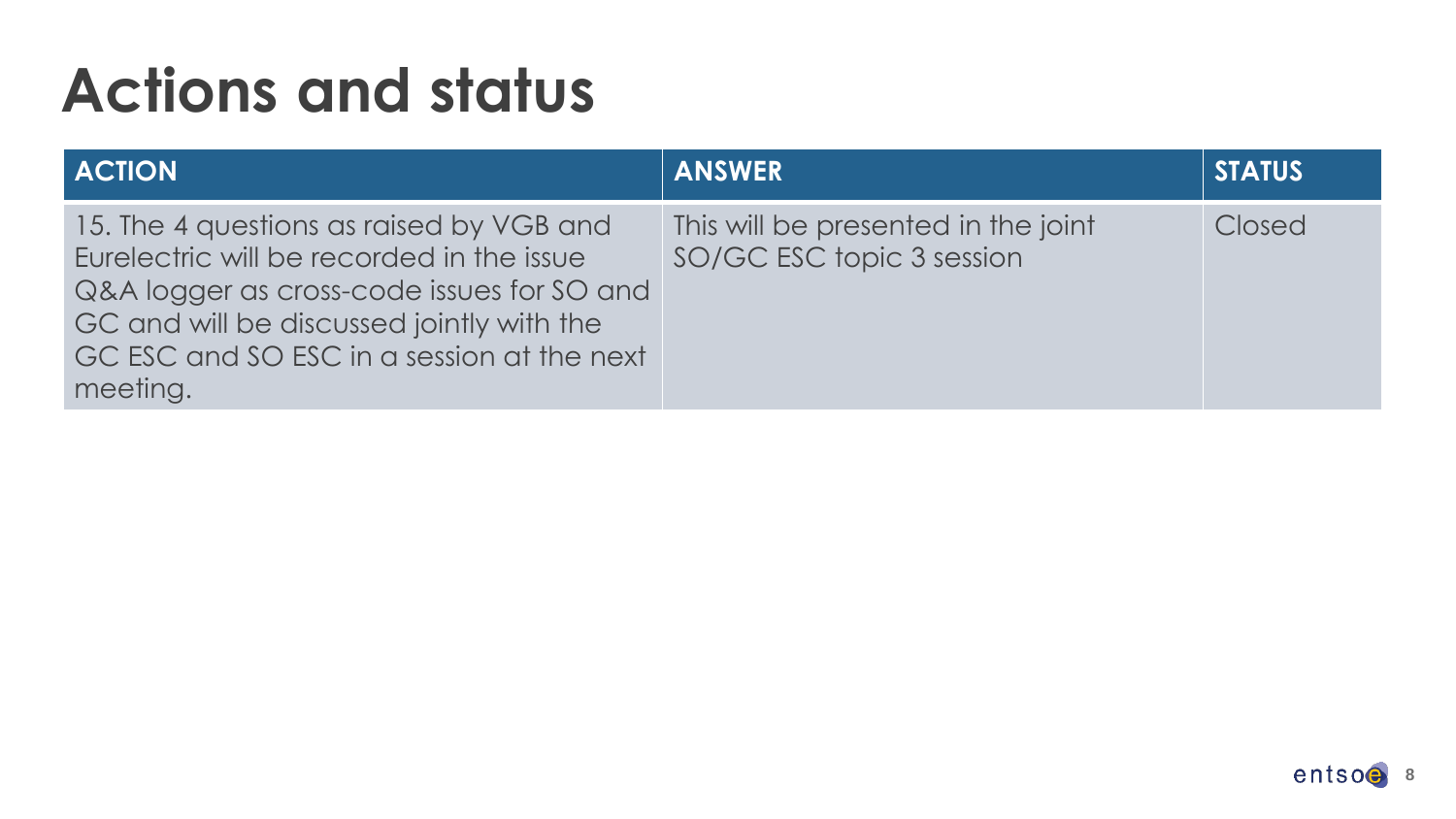# Actions and status

| ACTION | ANSWER | STATUS |
|---|---|---|
| 15. The 4 questions as raised by VGB and Eurelectric will be recorded in the issue Q&A logger as cross-code issues for SO and GC and will be discussed jointly with the GC ESC and SO ESC in a session at the next meeting. | This will be presented in the joint SO/GC ESC topic 3 session | Closed |